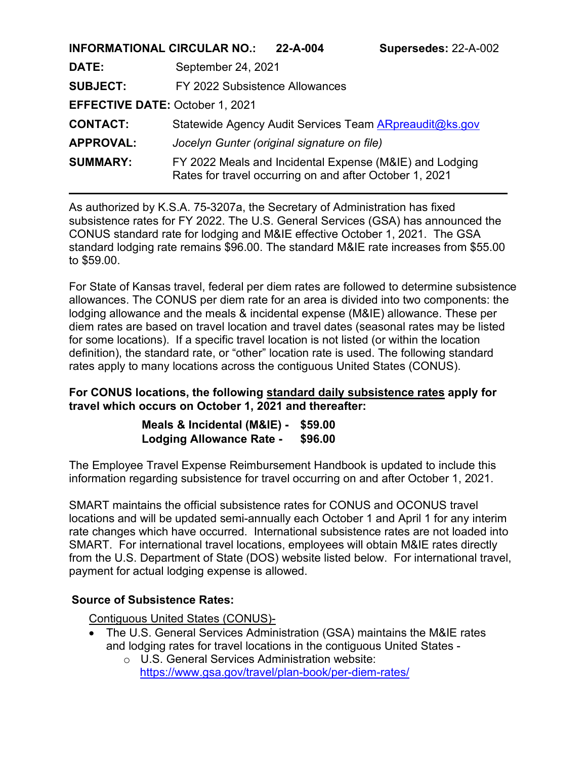**INFORMATIONAL CIRCULAR NO.: 22-A-004** **Supersedes:** 22-A-002

**DATE:** September 24, 2021

**SUBJECT:** FY 2022 Subsistence Allowances

**EFFECTIVE DATE:** October 1, 2021

**CONTACT:** Statewide Agency Audit Services Team [ARpreaudit@ks.gov](mailto:ARpreaudit@ks.gov)

**APPROVAL:** *Jocelyn Gunter (original signature on file)*

**SUMMARY:** FY 2022 Meals and Incidental Expense (M&IE) and Lodging Rates for travel occurring on and after October 1, 2021

---

As authorized by K.S.A. 75-3207a, the Secretary of Administration has fixed subsistence rates for FY 2022. The U.S. General Services (GSA) has announced the CONUS standard rate for lodging and M&IE effective October 1, 2021. The GSA standard lodging rate remains $96.00. The standard M&IE rate increases from $55.00 to $59.00.

For State of Kansas travel, federal per diem rates are followed to determine subsistence allowances. The CONUS per diem rate for an area is divided into two components: the lodging allowance and the meals & incidental expense (M&IE) allowance. These per diem rates are based on travel location and travel dates (seasonal rates may be listed for some locations). If a specific travel location is not listed (or within the location definition), the standard rate, or "other" location rate is used. The following standard rates apply to many locations across the contiguous United States (CONUS).

**For CONUS locations, the following standard daily subsistence rates apply for travel which occurs on October 1, 2021 and thereafter:**

**Meals & Incidental (M&IE) - $59.00**
**Lodging Allowance Rate - $96.00**

The Employee Travel Expense Reimbursement Handbook is updated to include this information regarding subsistence for travel occurring on and after October 1, 2021.

SMART maintains the official subsistence rates for CONUS and OCONUS travel locations and will be updated semi-annually each October 1 and April 1 for any interim rate changes which have occurred. International subsistence rates are not loaded into SMART. For international travel locations, employees will obtain M&IE rates directly from the U.S. Department of State (DOS) website listed below. For international travel, payment for actual lodging expense is allowed.

**Source of Subsistence Rates:**

Contiguous United States (CONUS)-

- The U.S. General Services Administration (GSA) maintains the M&IE rates and lodging rates for travel locations in the contiguous United States -
  - U.S. General Services Administration website: [https://www.gsa.gov/travel/plan-book/per-diem-rates/](https://www.gsa.gov/travel/plan-book/per-diem-rates/)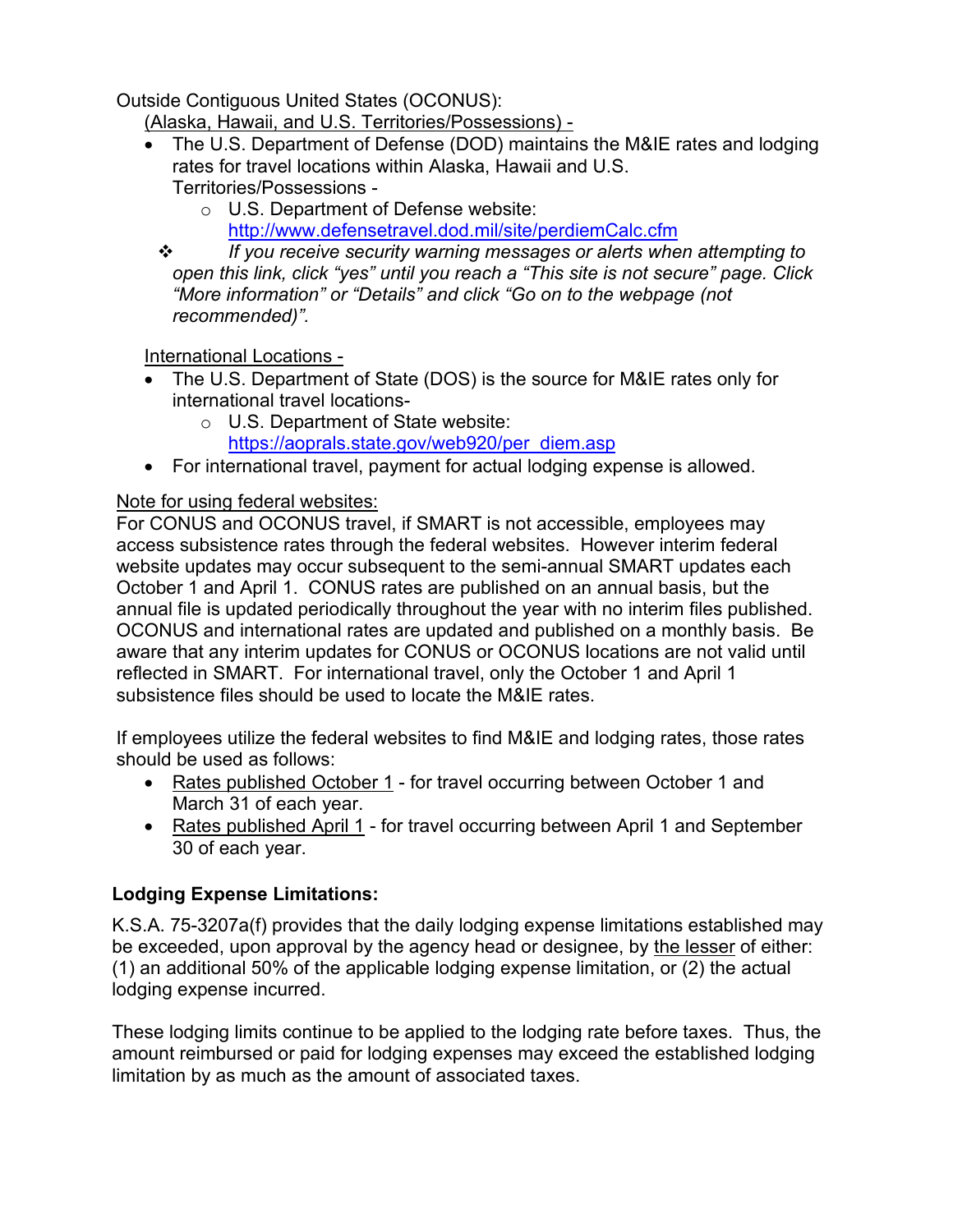Outside Contiguous United States (OCONUS):

<u>(Alaska, Hawaii, and U.S. Territories/Possessions) -</u>

- The U.S. Department of Defense (DOD) maintains the M&IE rates and lodging rates for travel locations within Alaska, Hawaii and U.S. Territories/Possessions -
  - U.S. Department of Defense website: [http://www.defensetravel.dod.mil/site/perdiemCalc.cfm](http://www.defensetravel.dod.mil/site/perdiemCalc.cfm)
- ❖ *If you receive security warning messages or alerts when attempting to open this link, click "yes" until you reach a "This site is not secure" page. Click "More information" or "Details" and click "Go on to the webpage (not recommended)".*

<u>International Locations -</u>

- The U.S. Department of State (DOS) is the source for M&IE rates only for international travel locations-
  - U.S. Department of State website: [https://aoprals.state.gov/web920/per_diem.asp](https://aoprals.state.gov/web920/per_diem.asp)
- For international travel, payment for actual lodging expense is allowed.

<u>Note for using federal websites:</u>

For CONUS and OCONUS travel, if SMART is not accessible, employees may access subsistence rates through the federal websites. However interim federal website updates may occur subsequent to the semi-annual SMART updates each October 1 and April 1. CONUS rates are published on an annual basis, but the annual file is updated periodically throughout the year with no interim files published. OCONUS and international rates are updated and published on a monthly basis. Be aware that any interim updates for CONUS or OCONUS locations are not valid until reflected in SMART. For international travel, only the October 1 and April 1 subsistence files should be used to locate the M&IE rates.

If employees utilize the federal websites to find M&IE and lodging rates, those rates should be used as follows:

- <u>Rates published October 1</u> - for travel occurring between October 1 and March 31 of each year.
- <u>Rates published April 1</u> - for travel occurring between April 1 and September 30 of each year.

**Lodging Expense Limitations:**

K.S.A. 75-3207a(f) provides that the daily lodging expense limitations established may be exceeded, upon approval by the agency head or designee, by <u>the lesser</u> of either: (1) an additional 50% of the applicable lodging expense limitation, or (2) the actual lodging expense incurred.

These lodging limits continue to be applied to the lodging rate before taxes. Thus, the amount reimbursed or paid for lodging expenses may exceed the established lodging limitation by as much as the amount of associated taxes.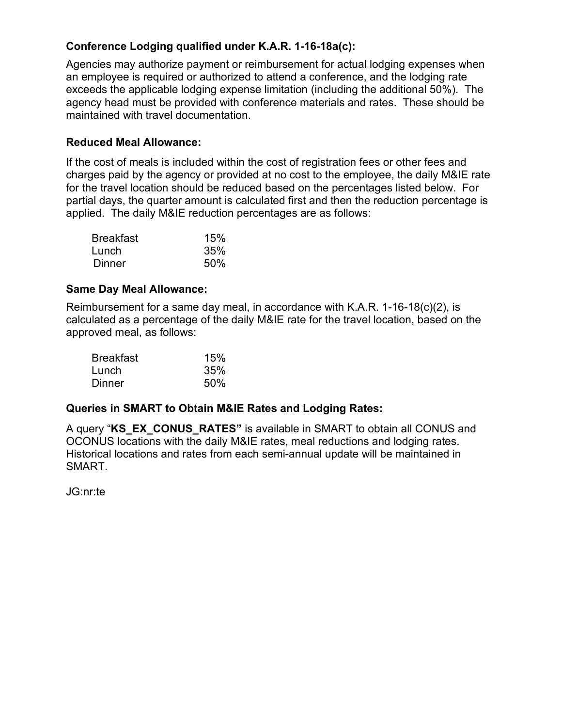**Conference Lodging qualified under K.A.R. 1-16-18a(c):**

Agencies may authorize payment or reimbursement for actual lodging expenses when an employee is required or authorized to attend a conference, and the lodging rate exceeds the applicable lodging expense limitation (including the additional 50%). The agency head must be provided with conference materials and rates. These should be maintained with travel documentation.

**Reduced Meal Allowance:**

If the cost of meals is included within the cost of registration fees or other fees and charges paid by the agency or provided at no cost to the employee, the daily M&IE rate for the travel location should be reduced based on the percentages listed below. For partial days, the quarter amount is calculated first and then the reduction percentage is applied. The daily M&IE reduction percentages are as follows:

| | |
|---|---|
| Breakfast | 15% |
| Lunch | 35% |
| Dinner | 50% |

**Same Day Meal Allowance:**

Reimbursement for a same day meal, in accordance with K.A.R. 1-16-18(c)(2), is calculated as a percentage of the daily M&IE rate for the travel location, based on the approved meal, as follows:

| | |
|---|---|
| Breakfast | 15% |
| Lunch | 35% |
| Dinner | 50% |

**Queries in SMART to Obtain M&IE Rates and Lodging Rates:**

A query "**KS_EX_CONUS_RATES"** is available in SMART to obtain all CONUS and OCONUS locations with the daily M&IE rates, meal reductions and lodging rates. Historical locations and rates from each semi-annual update will be maintained in SMART.

JG:nr:te